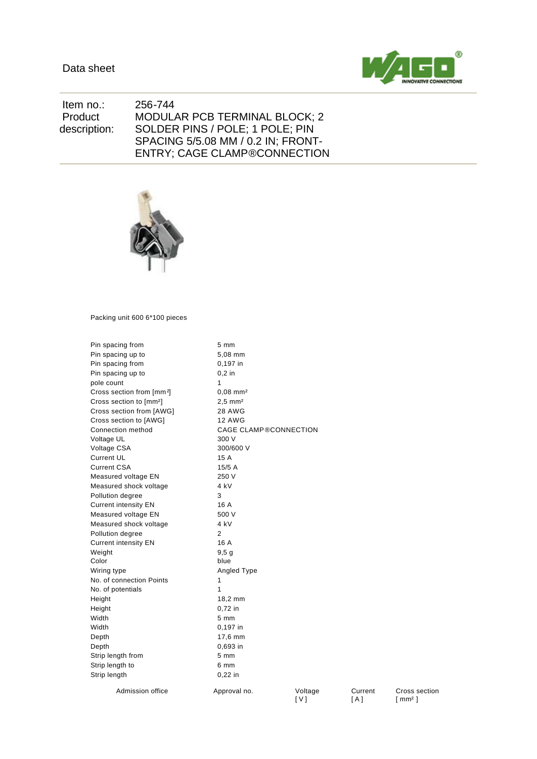Data sheet

| | |
|---|---|
| Item no.: | 256-744 |
| Product description: | MODULAR PCB TERMINAL BLOCK; 2 SOLDER PINS / POLE; 1 POLE; PIN SPACING 5/5.08 MM / 0.2 IN; FRONT-ENTRY; CAGE CLAMP®CONNECTION |

Packing unit 600 6*100 pieces

| | |
|---|---|
| Pin spacing from | 5 mm |
| Pin spacing up to | 5,08 mm |
| Pin spacing from | 0,197 in |
| Pin spacing up to | 0,2 in |
| pole count | 1 |
| Cross section from [mm²] | 0,08 mm² |
| Cross section to [mm²] | 2,5 mm² |
| Cross section from [AWG] | 28 AWG |
| Cross section to [AWG] | 12 AWG |
| Connection method | CAGE CLAMP®CONNECTION |
| Voltage UL | 300 V |
| Voltage CSA | 300/600 V |
| Current UL | 15 A |
| Current CSA | 15/5 A |
| Measured voltage EN | 250 V |
| Measured shock voltage | 4 kV |
| Pollution degree | 3 |
| Current intensity EN | 16 A |
| Measured voltage EN | 500 V |
| Measured shock voltage | 4 kV |
| Pollution degree | 2 |
| Current intensity EN | 16 A |
| Weight | 9,5 g |
| Color | blue |
| Wiring type | Angled Type |
| No. of connection Points | 1 |
| No. of potentials | 1 |
| Height | 18,2 mm |
| Height | 0,72 in |
| Width | 5 mm |
| Width | 0,197 in |
| Depth | 17,6 mm |
| Depth | 0,693 in |
| Strip length from | 5 mm |
| Strip length to | 6 mm |
| Strip length | 0,22 in |

| Admission office | Approval no. | Voltage [ V ] | Current [ A ] | Cross section [ mm² ] |
|---|---|---|---|---|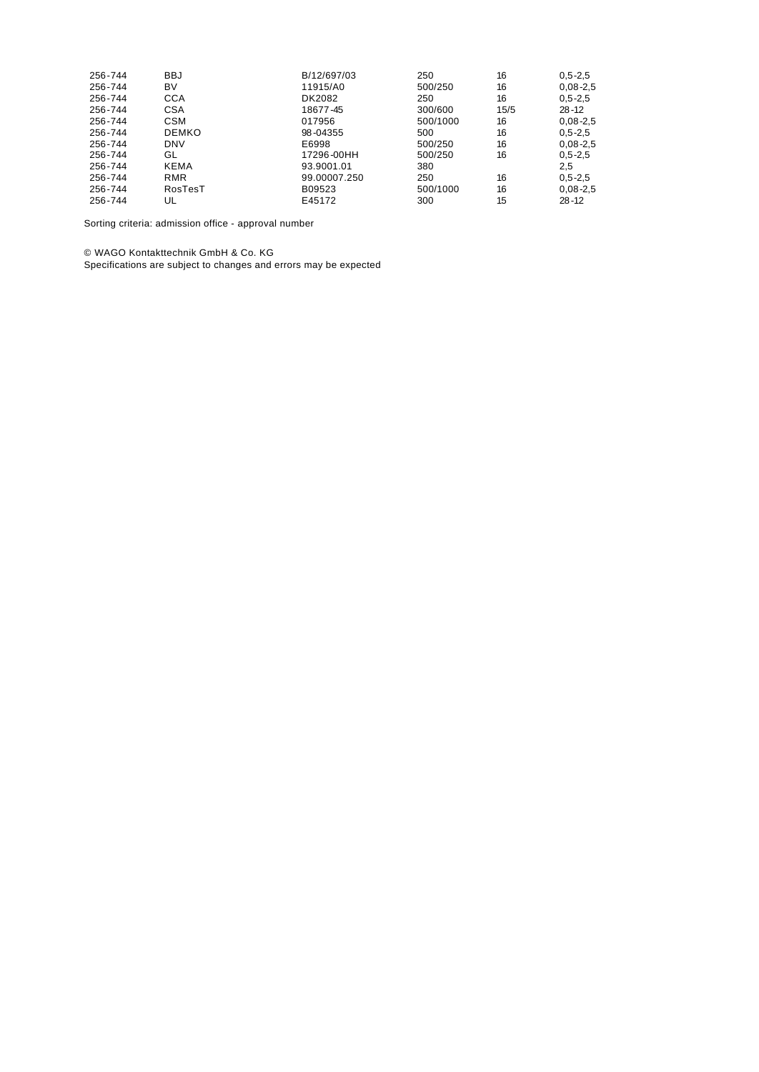| | | | | | |
|---|---|---|---|---|---|
| 256-744 | BBJ | B/12/697/03 | 250 | 16 | 0,5-2,5 |
| 256-744 | BV | 11915/A0 | 500/250 | 16 | 0,08-2,5 |
| 256-744 | CCA | DK2082 | 250 | 16 | 0,5-2,5 |
| 256-744 | CSA | 18677-45 | 300/600 | 15/5 | 28-12 |
| 256-744 | CSM | 017956 | 500/1000 | 16 | 0,08-2,5 |
| 256-744 | DEMKO | 98-04355 | 500 | 16 | 0,5-2,5 |
| 256-744 | DNV | E6998 | 500/250 | 16 | 0,08-2,5 |
| 256-744 | GL | 17296-00HH | 500/250 | 16 | 0,5-2,5 |
| 256-744 | KEMA | 93.9001.01 | 380 | | 2,5 |
| 256-744 | RMR | 99.00007.250 | 250 | 16 | 0,5-2,5 |
| 256-744 | RosTesT | B09523 | 500/1000 | 16 | 0,08-2,5 |
| 256-744 | UL | E45172 | 300 | 15 | 28-12 |

Sorting criteria: admission office - approval number

© WAGO Kontakttechnik GmbH & Co. KG
Specifications are subject to changes and errors may be expected